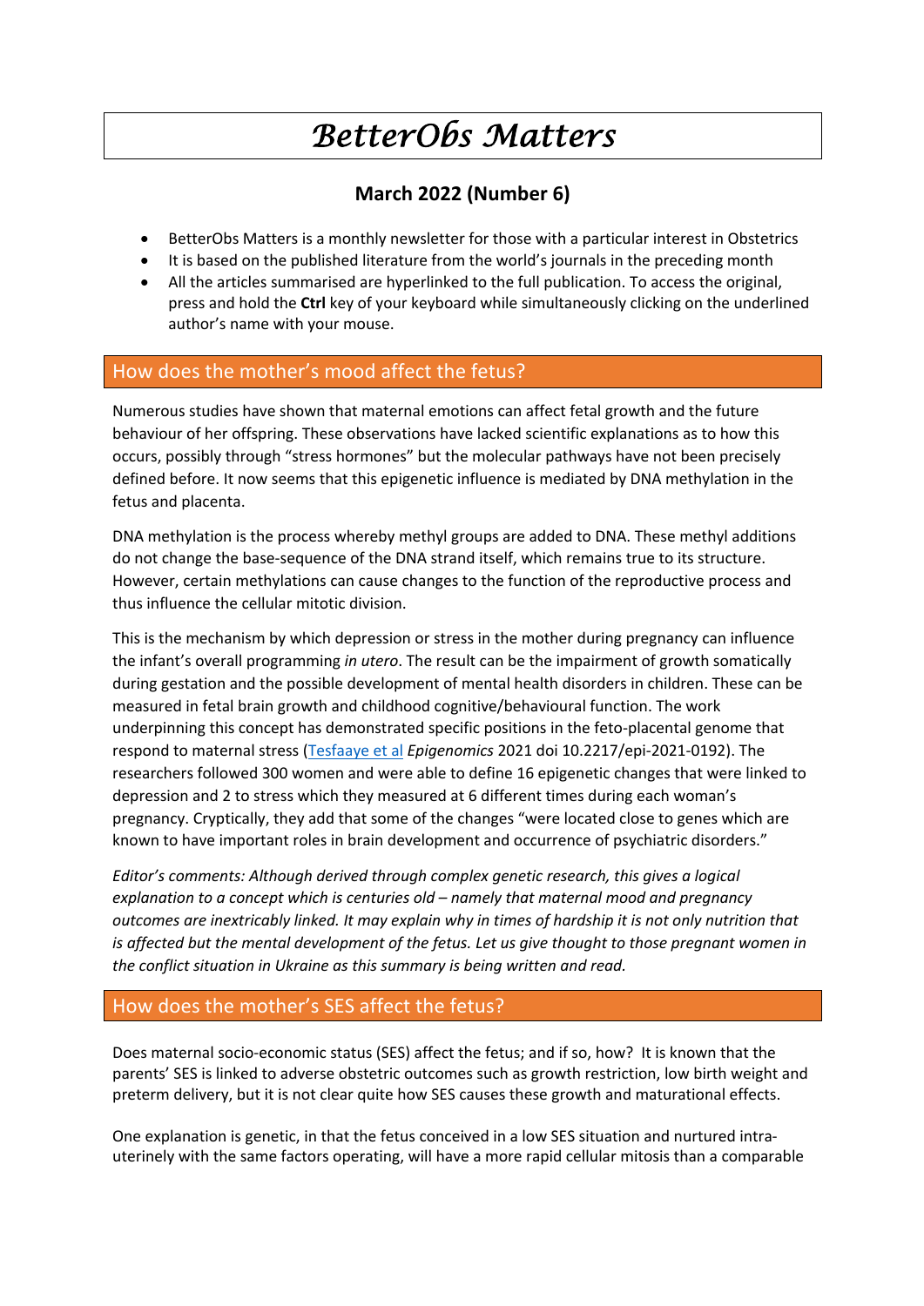# *BetterObs Matters*

## March 2022 (Number 6)

- BetterObs Matters is a monthly newsletter for those with a particular interest in Obstetrics
- It is based on the published literature from the world's journals in the preceding month
- All the articles summarised are hyperlinked to the full publication. To access the original, press and hold the **Ctrl** key of your keyboard while simultaneously clicking on the underlined author's name with your mouse.

## How does the mother's mood affect the fetus?

Numerous studies have shown that maternal emotions can affect fetal growth and the future behaviour of her offspring. These observations have lacked scientific explanations as to how this occurs, possibly through "stress hormones" but the molecular pathways have not been precisely defined before. It now seems that this epigenetic influence is mediated by DNA methylation in the fetus and placenta.

DNA methylation is the process whereby methyl groups are added to DNA. These methyl additions do not change the base-sequence of the DNA strand itself, which remains true to its structure. However, certain methylations can cause changes to the function of the reproductive process and thus influence the cellular mitotic division.

This is the mechanism by which depression or stress in the mother during pregnancy can influence the infant's overall programming *in utero*. The result can be the impairment of growth somatically during gestation and the possible development of mental health disorders in children. These can be measured in fetal brain growth and childhood cognitive/behavioural function. The work underpinning this concept has demonstrated specific positions in the feto-placental genome that respond to maternal stress (Tesfaaye et al *Epigenomics* 2021 doi 10.2217/epi-2021-0192). The researchers followed 300 women and were able to define 16 epigenetic changes that were linked to depression and 2 to stress which they measured at 6 different times during each woman's pregnancy. Cryptically, they add that some of the changes "were located close to genes which are known to have important roles in brain development and occurrence of psychiatric disorders."

*Editor's comments: Although derived through complex genetic research, this gives a logical explanation to a concept which is centuries old – namely that maternal mood and pregnancy outcomes are inextricably linked. It may explain why in times of hardship it is not only nutrition that is affected but the mental development of the fetus. Let us give thought to those pregnant women in the conflict situation in Ukraine as this summary is being written and read.*

## How does the mother's SES affect the fetus?

Does maternal socio-economic status (SES) affect the fetus; and if so, how? It is known that the parents' SES is linked to adverse obstetric outcomes such as growth restriction, low birth weight and preterm delivery, but it is not clear quite how SES causes these growth and maturational effects.

One explanation is genetic, in that the fetus conceived in a low SES situation and nurtured intra-uterinely with the same factors operating, will have a more rapid cellular mitosis than a comparable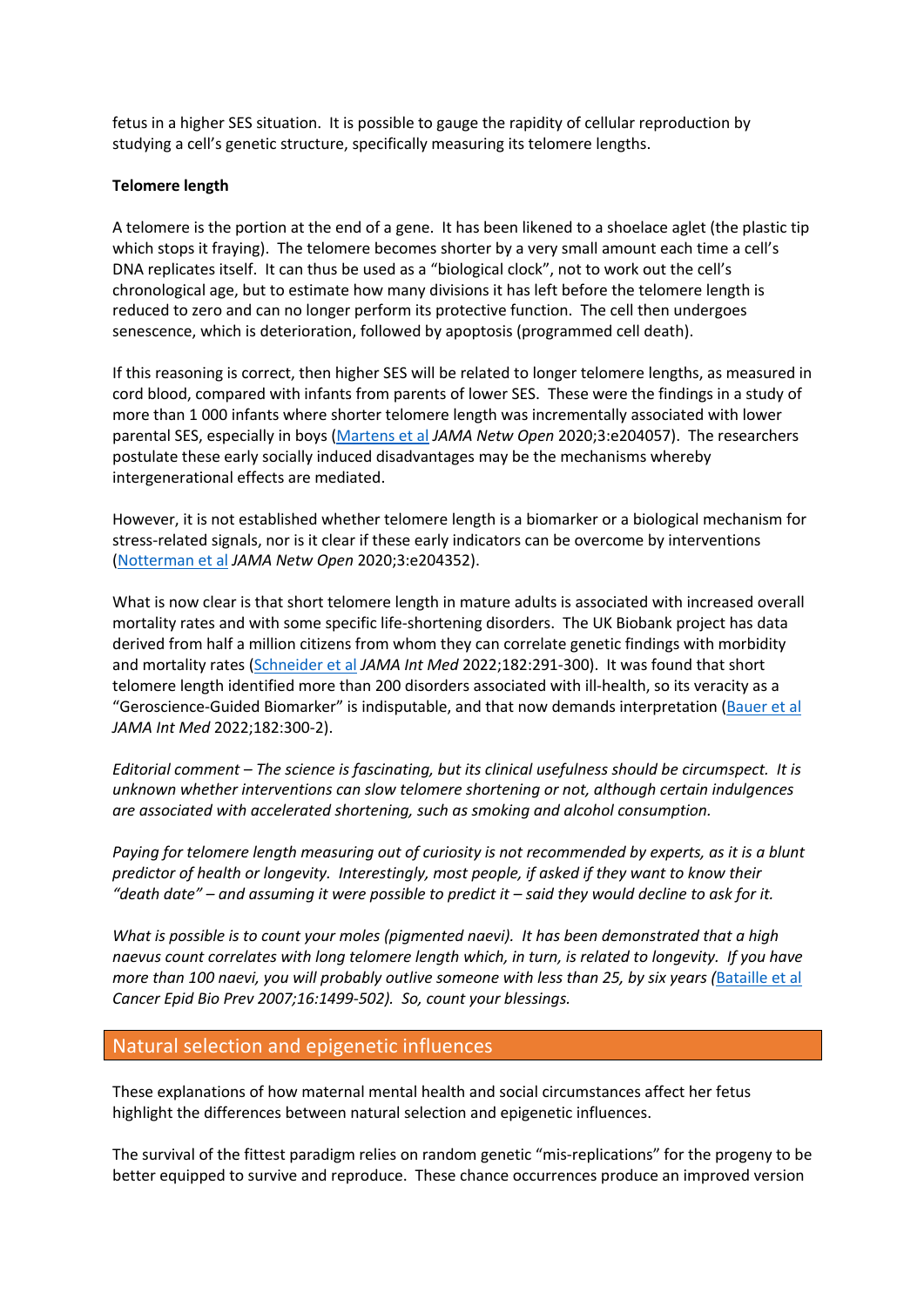fetus in a higher SES situation. It is possible to gauge the rapidity of cellular reproduction by studying a cell's genetic structure, specifically measuring its telomere lengths.

**Telomere length**

A telomere is the portion at the end of a gene. It has been likened to a shoelace aglet (the plastic tip which stops it fraying). The telomere becomes shorter by a very small amount each time a cell's DNA replicates itself. It can thus be used as a "biological clock", not to work out the cell's chronological age, but to estimate how many divisions it has left before the telomere length is reduced to zero and can no longer perform its protective function. The cell then undergoes senescence, which is deterioration, followed by apoptosis (programmed cell death).

If this reasoning is correct, then higher SES will be related to longer telomere lengths, as measured in cord blood, compared with infants from parents of lower SES. These were the findings in a study of more than 1 000 infants where shorter telomere length was incrementally associated with lower parental SES, especially in boys (Martens et al *JAMA Netw Open* 2020;3:e204057). The researchers postulate these early socially induced disadvantages may be the mechanisms whereby intergenerational effects are mediated.

However, it is not established whether telomere length is a biomarker or a biological mechanism for stress-related signals, nor is it clear if these early indicators can be overcome by interventions (Notterman et al *JAMA Netw Open* 2020;3:e204352).

What is now clear is that short telomere length in mature adults is associated with increased overall mortality rates and with some specific life-shortening disorders. The UK Biobank project has data derived from half a million citizens from whom they can correlate genetic findings with morbidity and mortality rates (Schneider et al *JAMA Int Med* 2022;182:291-300). It was found that short telomere length identified more than 200 disorders associated with ill-health, so its veracity as a "Geroscience-Guided Biomarker" is indisputable, and that now demands interpretation (Bauer et al *JAMA Int Med* 2022;182:300-2).

*Editorial comment – The science is fascinating, but its clinical usefulness should be circumspect. It is unknown whether interventions can slow telomere shortening or not, although certain indulgences are associated with accelerated shortening, such as smoking and alcohol consumption.*

*Paying for telomere length measuring out of curiosity is not recommended by experts, as it is a blunt predictor of health or longevity. Interestingly, most people, if asked if they want to know their "death date" – and assuming it were possible to predict it – said they would decline to ask for it.*

*What is possible is to count your moles (pigmented naevi). It has been demonstrated that a high naevus count correlates with long telomere length which, in turn, is related to longevity. If you have more than 100 naevi, you will probably outlive someone with less than 25, by six years (Bataille et al Cancer Epid Bio Prev 2007;16:1499-502). So, count your blessings.*

## Natural selection and epigenetic influences

These explanations of how maternal mental health and social circumstances affect her fetus highlight the differences between natural selection and epigenetic influences.

The survival of the fittest paradigm relies on random genetic "mis-replications" for the progeny to be better equipped to survive and reproduce. These chance occurrences produce an improved version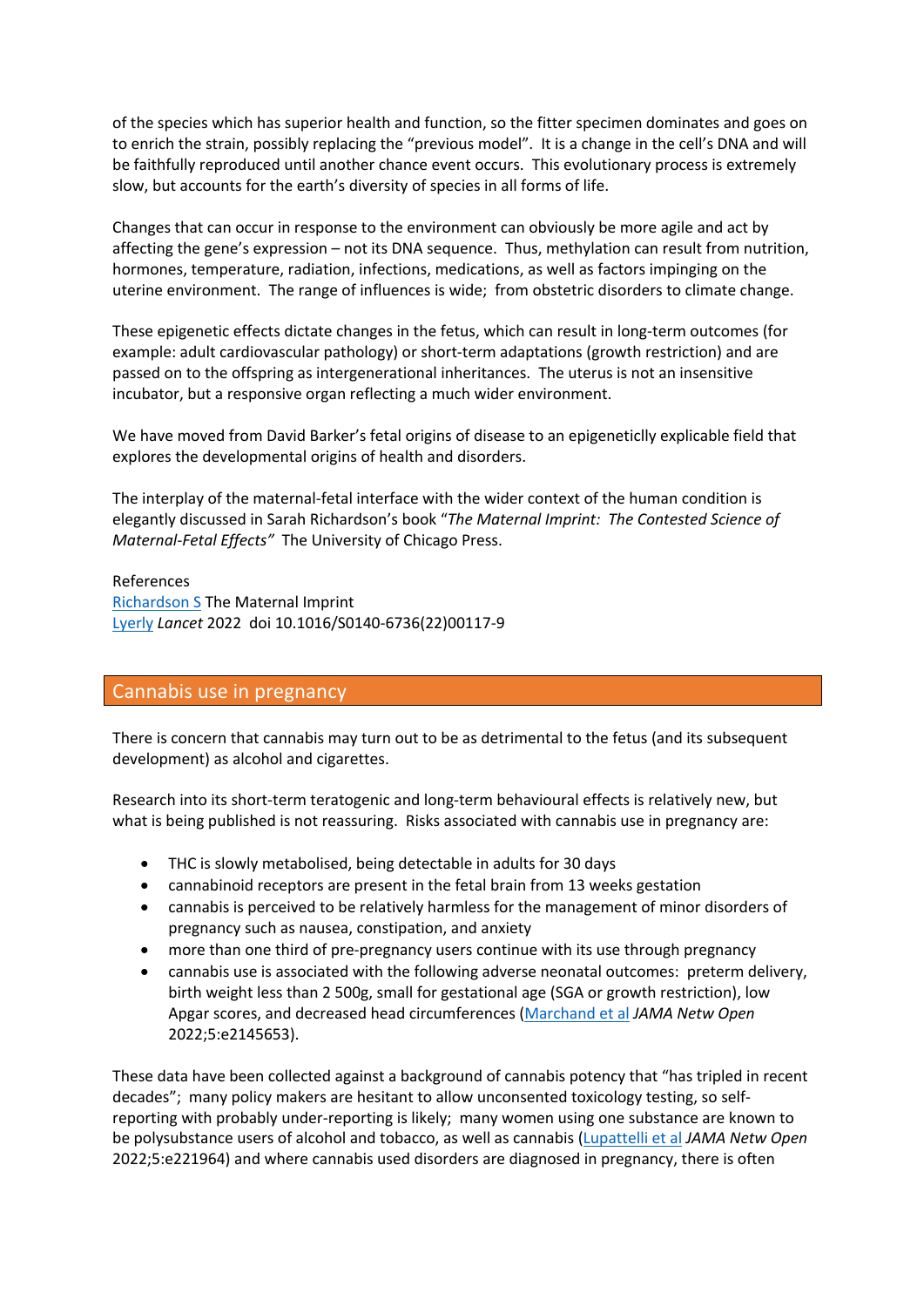of the species which has superior health and function, so the fitter specimen dominates and goes on to enrich the strain, possibly replacing the "previous model". It is a change in the cell's DNA and will be faithfully reproduced until another chance event occurs. This evolutionary process is extremely slow, but accounts for the earth's diversity of species in all forms of life.

Changes that can occur in response to the environment can obviously be more agile and act by affecting the gene's expression – not its DNA sequence. Thus, methylation can result from nutrition, hormones, temperature, radiation, infections, medications, as well as factors impinging on the uterine environment. The range of influences is wide; from obstetric disorders to climate change.

These epigenetic effects dictate changes in the fetus, which can result in long-term outcomes (for example: adult cardiovascular pathology) or short-term adaptations (growth restriction) and are passed on to the offspring as intergenerational inheritances. The uterus is not an insensitive incubator, but a responsive organ reflecting a much wider environment.

We have moved from David Barker's fetal origins of disease to an epigeneticly explicable field that explores the developmental origins of health and disorders.

The interplay of the maternal-fetal interface with the wider context of the human condition is elegantly discussed in Sarah Richardson's book "*The Maternal Imprint: The Contested Science of Maternal-Fetal Effects"* The University of Chicago Press.

References
Richardson S The Maternal Imprint
Lyerly *Lancet* 2022 doi 10.1016/S0140-6736(22)00117-9

## Cannabis use in pregnancy

There is concern that cannabis may turn out to be as detrimental to the fetus (and its subsequent development) as alcohol and cigarettes.

Research into its short-term teratogenic and long-term behavioural effects is relatively new, but what is being published is not reassuring. Risks associated with cannabis use in pregnancy are:

- THC is slowly metabolised, being detectable in adults for 30 days
- cannabinoid receptors are present in the fetal brain from 13 weeks gestation
- cannabis is perceived to be relatively harmless for the management of minor disorders of pregnancy such as nausea, constipation, and anxiety
- more than one third of pre-pregnancy users continue with its use through pregnancy
- cannabis use is associated with the following adverse neonatal outcomes: preterm delivery, birth weight less than 2 500g, small for gestational age (SGA or growth restriction), low Apgar scores, and decreased head circumferences (Marchand et al *JAMA Netw Open* 2022;5:e2145653).

These data have been collected against a background of cannabis potency that "has tripled in recent decades"; many policy makers are hesitant to allow unconsented toxicology testing, so self-reporting with probably under-reporting is likely; many women using one substance are known to be polysubstance users of alcohol and tobacco, as well as cannabis (Lupattelli et al *JAMA Netw Open* 2022;5:e221964) and where cannabis used disorders are diagnosed in pregnancy, there is often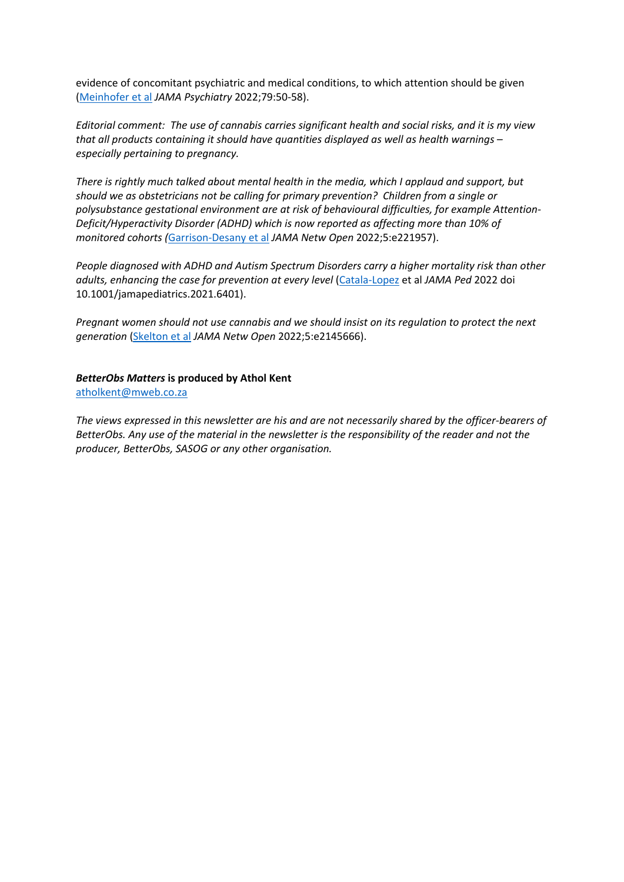evidence of concomitant psychiatric and medical conditions, to which attention should be given (Meinhofer et al *JAMA Psychiatry* 2022;79:50-58).

*Editorial comment: The use of cannabis carries significant health and social risks, and it is my view that all products containing it should have quantities displayed as well as health warnings – especially pertaining to pregnancy.*

*There is rightly much talked about mental health in the media, which I applaud and support, but should we as obstetricians not be calling for primary prevention? Children from a single or polysubstance gestational environment are at risk of behavioural difficulties, for example Attention-Deficit/Hyperactivity Disorder (ADHD) which is now reported as affecting more than 10% of monitored cohorts (*Garrison-Desany et al *JAMA Netw Open* 2022;5:e221957).

*People diagnosed with ADHD and Autism Spectrum Disorders carry a higher mortality risk than other adults, enhancing the case for prevention at every level* (Catala-Lopez et al *JAMA Ped* 2022 doi 10.1001/jamapediatrics.2021.6401).

*Pregnant women should not use cannabis and we should insist on its regulation to protect the next generation* (Skelton et al *JAMA Netw Open* 2022;5:e2145666).

***BetterObs Matters* is produced by Athol Kent**
atholkent@mweb.co.za

*The views expressed in this newsletter are his and are not necessarily shared by the officer-bearers of BetterObs. Any use of the material in the newsletter is the responsibility of the reader and not the producer, BetterObs, SASOG or any other organisation.*